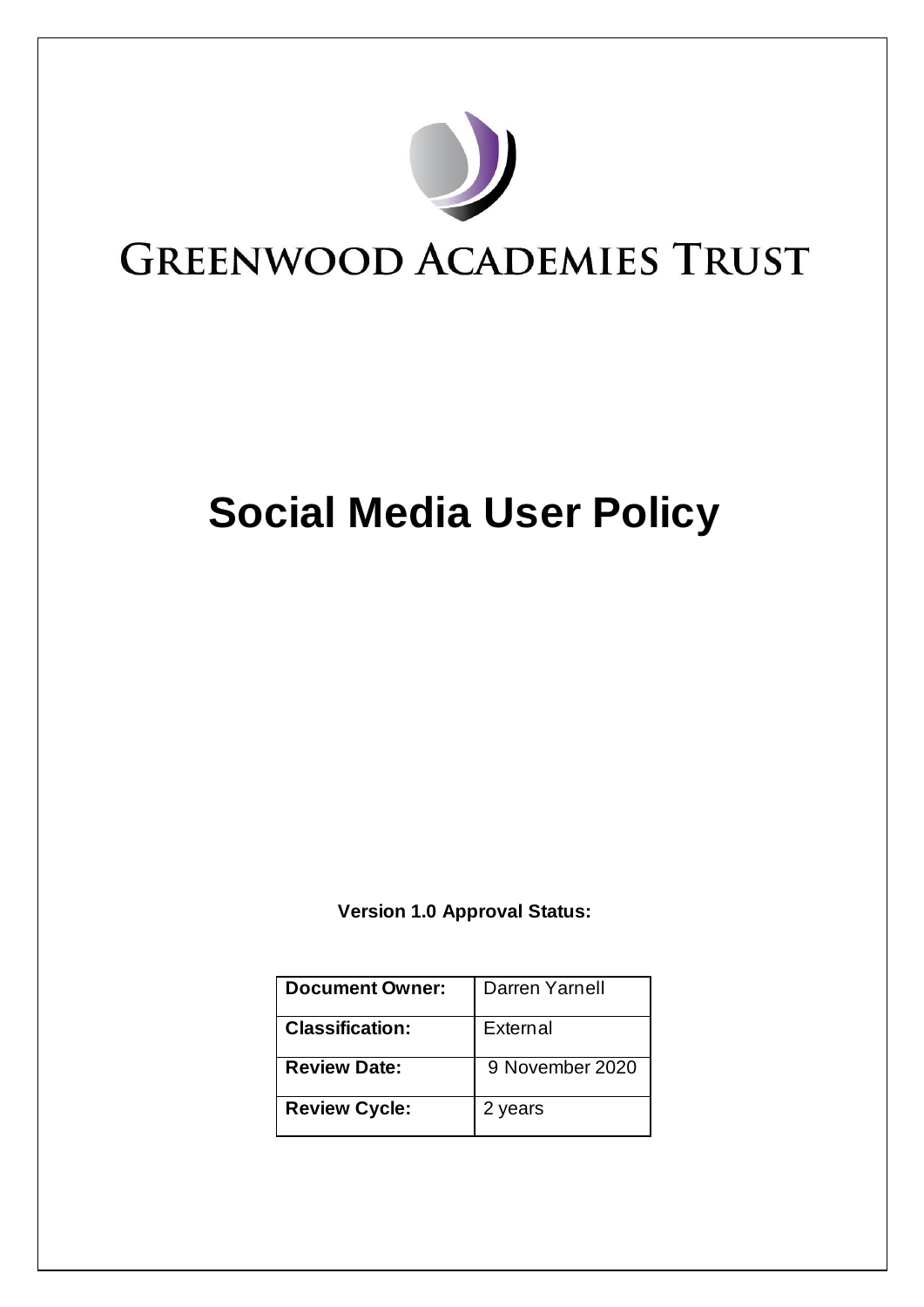GREENWOOD ACADEMIES TRUST

# Social Media User Policy

**Version 1.0 Approval Status:**

| **Document Owner:** | Darren Yarnell |
|---|---|
| **Classification:** | External |
| **Review Date:** | 9 November 2020 |
| **Review Cycle:** | 2 years |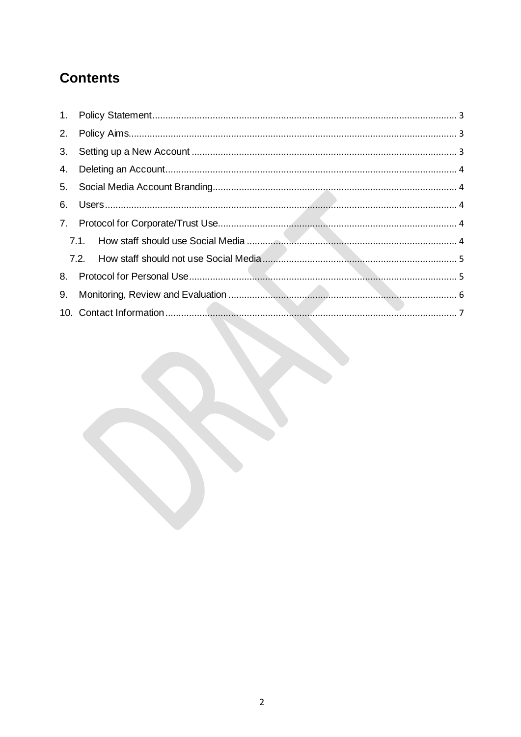# Contents

1. Policy Statement.................................................................................................................. 3
2. Policy Aims........................................................................................................................... 3
3. Setting up a New Account .................................................................................................. 3
4. Deleting an Account............................................................................................................. 4
5. Social Media Account Branding........................................................................................... 4
6. Users..................................................................................................................................... 4
7. Protocol for Corporate/Trust Use.......................................................................................... 4
   - 7.1. How staff should use Social Media ............................................................................... 4
   - 7.2. How staff should not use Social Media ......................................................................... 5
8. Protocol for Personal Use..................................................................................................... 5
9. Monitoring, Review and Evaluation ..................................................................................... 6
10. Contact Information.............................................................................................................. 7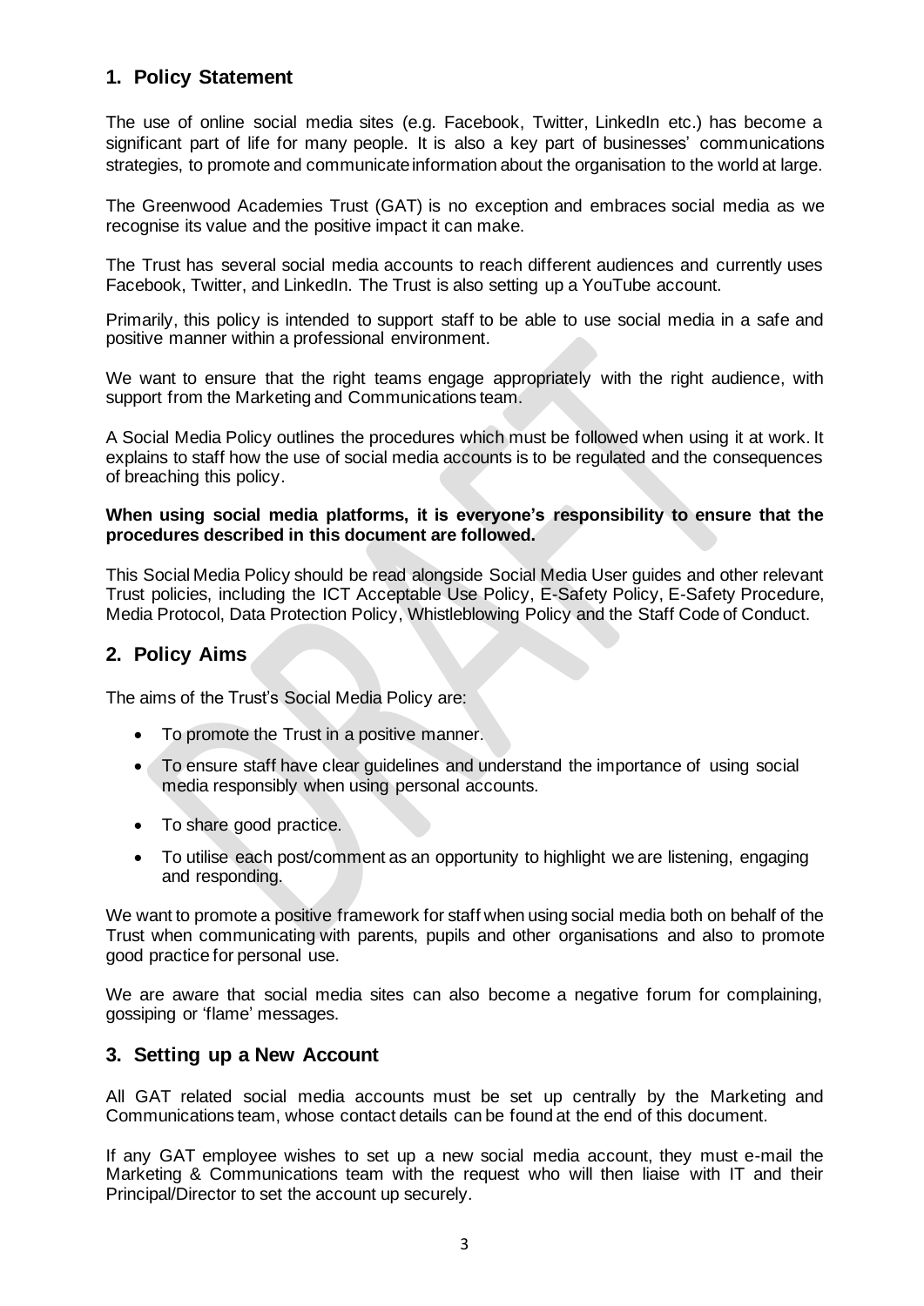## 1. Policy Statement

The use of online social media sites (e.g. Facebook, Twitter, LinkedIn etc.) has become a significant part of life for many people. It is also a key part of businesses' communications strategies, to promote and communicate information about the organisation to the world at large.

The Greenwood Academies Trust (GAT) is no exception and embraces social media as we recognise its value and the positive impact it can make.

The Trust has several social media accounts to reach different audiences and currently uses Facebook, Twitter, and LinkedIn. The Trust is also setting up a YouTube account.

Primarily, this policy is intended to support staff to be able to use social media in a safe and positive manner within a professional environment.

We want to ensure that the right teams engage appropriately with the right audience, with support from the Marketing and Communications team.

A Social Media Policy outlines the procedures which must be followed when using it at work. It explains to staff how the use of social media accounts is to be regulated and the consequences of breaching this policy.

**When using social media platforms, it is everyone's responsibility to ensure that the procedures described in this document are followed.**

This Social Media Policy should be read alongside Social Media User guides and other relevant Trust policies, including the ICT Acceptable Use Policy, E-Safety Policy, E-Safety Procedure, Media Protocol, Data Protection Policy, Whistleblowing Policy and the Staff Code of Conduct.

## 2. Policy Aims

The aims of the Trust's Social Media Policy are:

- To promote the Trust in a positive manner.
- To ensure staff have clear guidelines and understand the importance of using social media responsibly when using personal accounts.
- To share good practice.
- To utilise each post/comment as an opportunity to highlight we are listening, engaging and responding.

We want to promote a positive framework for staff when using social media both on behalf of the Trust when communicating with parents, pupils and other organisations and also to promote good practice for personal use.

We are aware that social media sites can also become a negative forum for complaining, gossiping or 'flame' messages.

## 3. Setting up a New Account

All GAT related social media accounts must be set up centrally by the Marketing and Communications team, whose contact details can be found at the end of this document.

If any GAT employee wishes to set up a new social media account, they must e-mail the Marketing & Communications team with the request who will then liaise with IT and their Principal/Director to set the account up securely.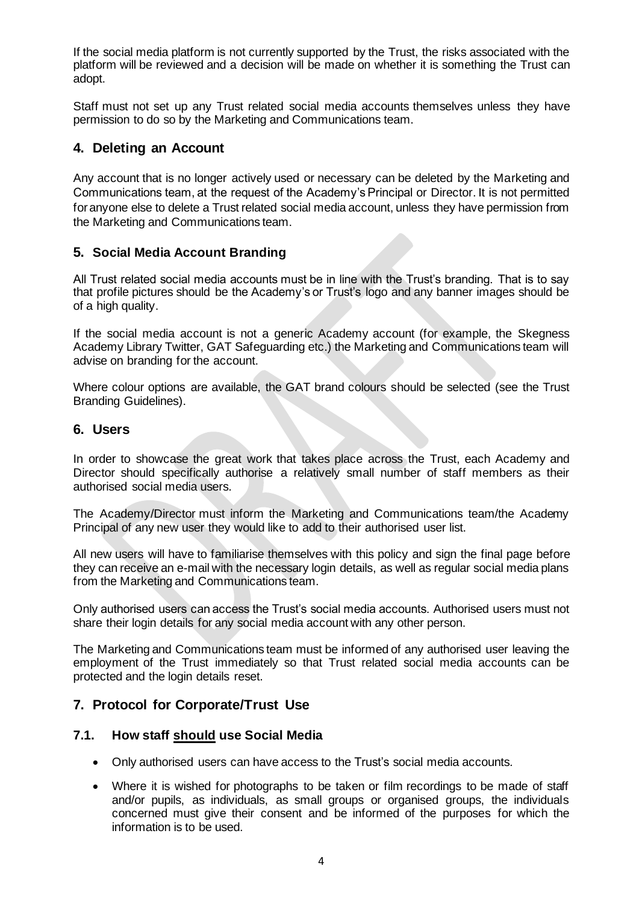If the social media platform is not currently supported by the Trust, the risks associated with the platform will be reviewed and a decision will be made on whether it is something the Trust can adopt.

Staff must not set up any Trust related social media accounts themselves unless they have permission to do so by the Marketing and Communications team.

## 4. Deleting an Account

Any account that is no longer actively used or necessary can be deleted by the Marketing and Communications team, at the request of the Academy's Principal or Director. It is not permitted for anyone else to delete a Trust related social media account, unless they have permission from the Marketing and Communications team.

## 5. Social Media Account Branding

All Trust related social media accounts must be in line with the Trust's branding. That is to say that profile pictures should be the Academy's or Trust's logo and any banner images should be of a high quality.

If the social media account is not a generic Academy account (for example, the Skegness Academy Library Twitter, GAT Safeguarding etc.) the Marketing and Communications team will advise on branding for the account.

Where colour options are available, the GAT brand colours should be selected (see the Trust Branding Guidelines).

## 6. Users

In order to showcase the great work that takes place across the Trust, each Academy and Director should specifically authorise a relatively small number of staff members as their authorised social media users.

The Academy/Director must inform the Marketing and Communications team/the Academy Principal of any new user they would like to add to their authorised user list.

All new users will have to familiarise themselves with this policy and sign the final page before they can receive an e-mail with the necessary login details, as well as regular social media plans from the Marketing and Communications team.

Only authorised users can access the Trust's social media accounts. Authorised users must not share their login details for any social media account with any other person.

The Marketing and Communications team must be informed of any authorised user leaving the employment of the Trust immediately so that Trust related social media accounts can be protected and the login details reset.

## 7. Protocol for Corporate/Trust Use

### 7.1. How staff should use Social Media

- Only authorised users can have access to the Trust's social media accounts.
- Where it is wished for photographs to be taken or film recordings to be made of staff and/or pupils, as individuals, as small groups or organised groups, the individuals concerned must give their consent and be informed of the purposes for which the information is to be used.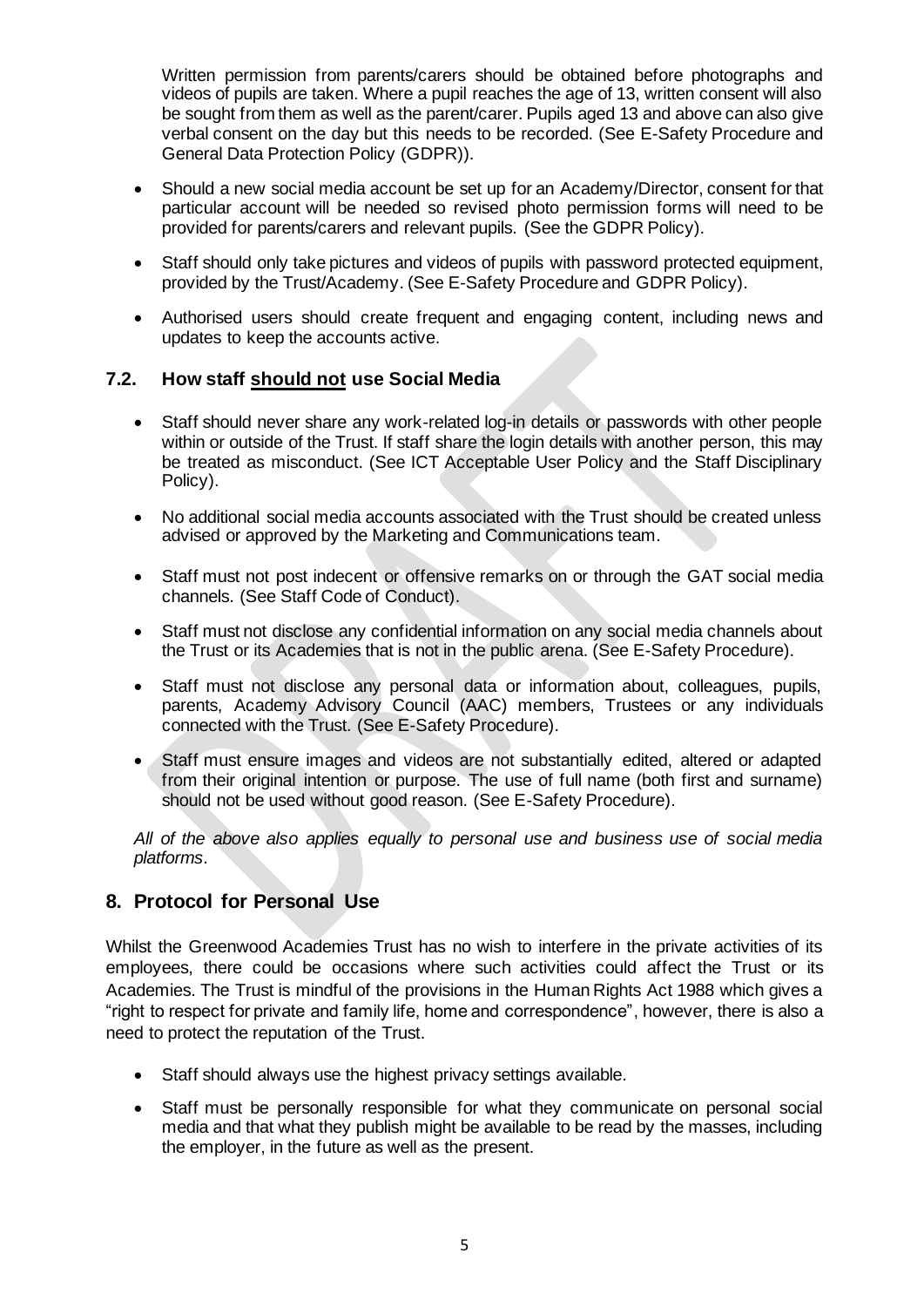Written permission from parents/carers should be obtained before photographs and videos of pupils are taken. Where a pupil reaches the age of 13, written consent will also be sought from them as well as the parent/carer. Pupils aged 13 and above can also give verbal consent on the day but this needs to be recorded. (See E-Safety Procedure and General Data Protection Policy (GDPR)).

- Should a new social media account be set up for an Academy/Director, consent for that particular account will be needed so revised photo permission forms will need to be provided for parents/carers and relevant pupils. (See the GDPR Policy).
- Staff should only take pictures and videos of pupils with password protected equipment, provided by the Trust/Academy. (See E-Safety Procedure and GDPR Policy).
- Authorised users should create frequent and engaging content, including news and updates to keep the accounts active.

### 7.2. How staff <u>should not</u> use Social Media

- Staff should never share any work-related log-in details or passwords with other people within or outside of the Trust. If staff share the login details with another person, this may be treated as misconduct. (See ICT Acceptable User Policy and the Staff Disciplinary Policy).
- No additional social media accounts associated with the Trust should be created unless advised or approved by the Marketing and Communications team.
- Staff must not post indecent or offensive remarks on or through the GAT social media channels. (See Staff Code of Conduct).
- Staff must not disclose any confidential information on any social media channels about the Trust or its Academies that is not in the public arena. (See E-Safety Procedure).
- Staff must not disclose any personal data or information about, colleagues, pupils, parents, Academy Advisory Council (AAC) members, Trustees or any individuals connected with the Trust. (See E-Safety Procedure).
- Staff must ensure images and videos are not substantially edited, altered or adapted from their original intention or purpose. The use of full name (both first and surname) should not be used without good reason. (See E-Safety Procedure).

*All of the above also applies equally to personal use and business use of social media platforms.*

## 8. Protocol for Personal Use

Whilst the Greenwood Academies Trust has no wish to interfere in the private activities of its employees, there could be occasions where such activities could affect the Trust or its Academies. The Trust is mindful of the provisions in the Human Rights Act 1988 which gives a "right to respect for private and family life, home and correspondence", however, there is also a need to protect the reputation of the Trust.

- Staff should always use the highest privacy settings available.
- Staff must be personally responsible for what they communicate on personal social media and that what they publish might be available to be read by the masses, including the employer, in the future as well as the present.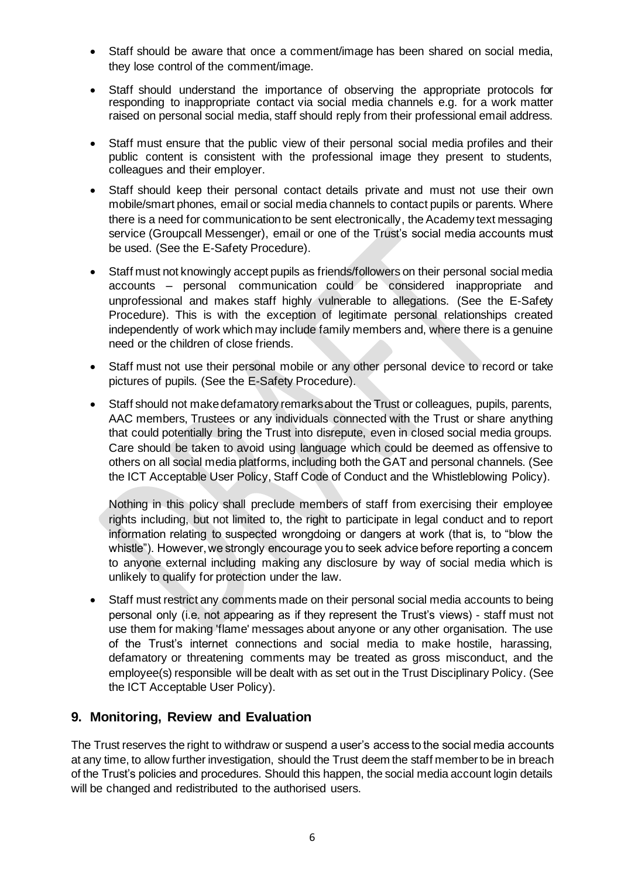- Staff should be aware that once a comment/image has been shared on social media, they lose control of the comment/image.
- Staff should understand the importance of observing the appropriate protocols for responding to inappropriate contact via social media channels e.g. for a work matter raised on personal social media, staff should reply from their professional email address.
- Staff must ensure that the public view of their personal social media profiles and their public content is consistent with the professional image they present to students, colleagues and their employer.
- Staff should keep their personal contact details private and must not use their own mobile/smart phones, email or social media channels to contact pupils or parents. Where there is a need for communication to be sent electronically, the Academy text messaging service (Groupcall Messenger), email or one of the Trust's social media accounts must be used. (See the E-Safety Procedure).
- Staff must not knowingly accept pupils as friends/followers on their personal social media accounts – personal communication could be considered inappropriate and unprofessional and makes staff highly vulnerable to allegations. (See the E-Safety Procedure). This is with the exception of legitimate personal relationships created independently of work which may include family members and, where there is a genuine need or the children of close friends.
- Staff must not use their personal mobile or any other personal device to record or take pictures of pupils. (See the E-Safety Procedure).
- Staff should not make defamatory remarks about the Trust or colleagues, pupils, parents, AAC members, Trustees or any individuals connected with the Trust or share anything that could potentially bring the Trust into disrepute, even in closed social media groups. Care should be taken to avoid using language which could be deemed as offensive to others on all social media platforms, including both the GAT and personal channels. (See the ICT Acceptable User Policy, Staff Code of Conduct and the Whistleblowing Policy).

  Nothing in this policy shall preclude members of staff from exercising their employee rights including, but not limited to, the right to participate in legal conduct and to report information relating to suspected wrongdoing or dangers at work (that is, to "blow the whistle"). However, we strongly encourage you to seek advice before reporting a concern to anyone external including making any disclosure by way of social media which is unlikely to qualify for protection under the law.

- Staff must restrict any comments made on their personal social media accounts to being personal only (i.e. not appearing as if they represent the Trust's views) - staff must not use them for making 'flame' messages about anyone or any other organisation. The use of the Trust's internet connections and social media to make hostile, harassing, defamatory or threatening comments may be treated as gross misconduct, and the employee(s) responsible will be dealt with as set out in the Trust Disciplinary Policy. (See the ICT Acceptable User Policy).

## 9. Monitoring, Review and Evaluation

The Trust reserves the right to withdraw or suspend a user's access to the social media accounts at any time, to allow further investigation, should the Trust deem the staff member to be in breach of the Trust's policies and procedures. Should this happen, the social media account login details will be changed and redistributed to the authorised users.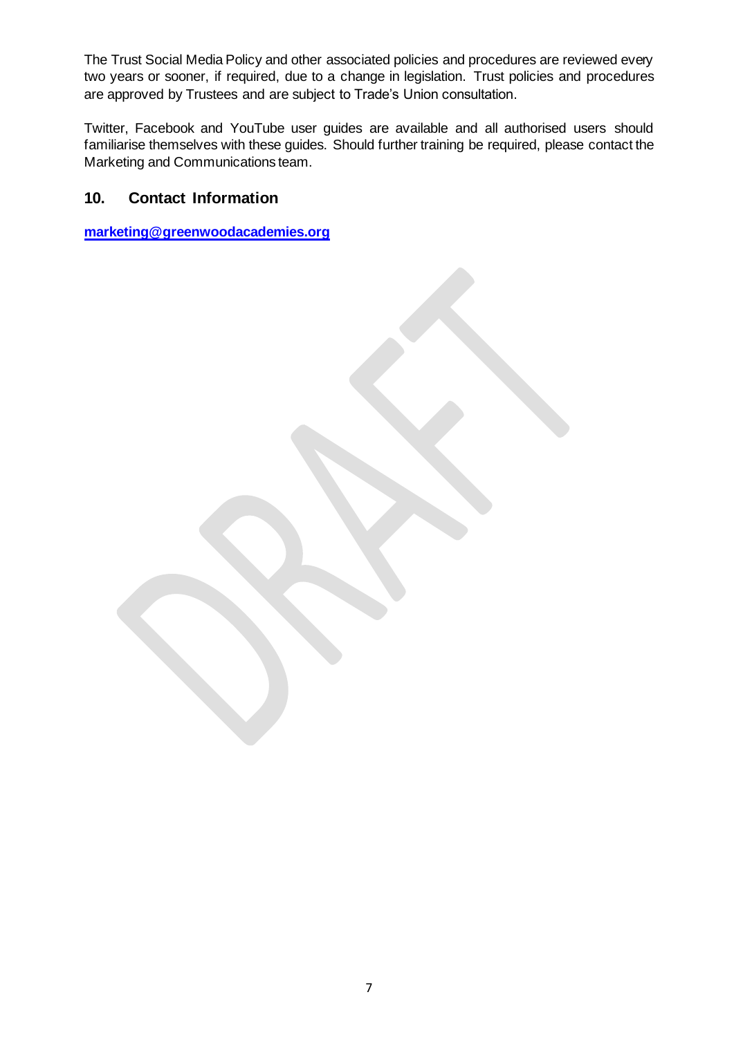The Trust Social Media Policy and other associated policies and procedures are reviewed every two years or sooner, if required, due to a change in legislation. Trust policies and procedures are approved by Trustees and are subject to Trade's Union consultation.

Twitter, Facebook and YouTube user guides are available and all authorised users should familiarise themselves with these guides. Should further training be required, please contact the Marketing and Communications team.

## 10. Contact Information

**marketing@greenwoodacademies.org**